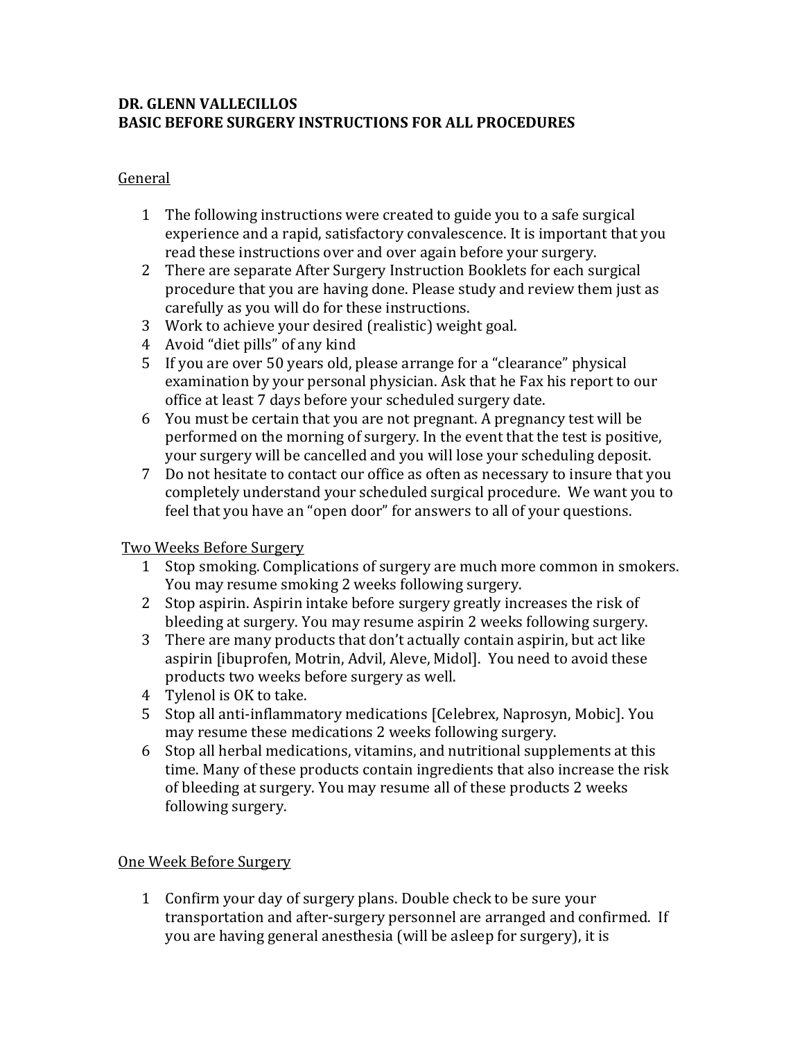**DR. GLENN VALLECILLOS**
**BASIC BEFORE SURGERY INSTRUCTIONS FOR ALL PROCEDURES**

General

1. The following instructions were created to guide you to a safe surgical experience and a rapid, satisfactory convalescence. It is important that you read these instructions over and over again before your surgery.
2. There are separate After Surgery Instruction Booklets for each surgical procedure that you are having done. Please study and review them just as carefully as you will do for these instructions.
3. Work to achieve your desired (realistic) weight goal.
4. Avoid "diet pills" of any kind
5. If you are over 50 years old, please arrange for a "clearance" physical examination by your personal physician. Ask that he Fax his report to our office at least 7 days before your scheduled surgery date.
6. You must be certain that you are not pregnant. A pregnancy test will be performed on the morning of surgery. In the event that the test is positive, your surgery will be cancelled and you will lose your scheduling deposit.
7. Do not hesitate to contact our office as often as necessary to insure that you completely understand your scheduled surgical procedure. We want you to feel that you have an "open door" for answers to all of your questions.

Two Weeks Before Surgery

1. Stop smoking. Complications of surgery are much more common in smokers. You may resume smoking 2 weeks following surgery.
2. Stop aspirin. Aspirin intake before surgery greatly increases the risk of bleeding at surgery. You may resume aspirin 2 weeks following surgery.
3. There are many products that don't actually contain aspirin, but act like aspirin [ibuprofen, Motrin, Advil, Aleve, Midol]. You need to avoid these products two weeks before surgery as well.
4. Tylenol is OK to take.
5. Stop all anti-inflammatory medications [Celebrex, Naprosyn, Mobic]. You may resume these medications 2 weeks following surgery.
6. Stop all herbal medications, vitamins, and nutritional supplements at this time. Many of these products contain ingredients that also increase the risk of bleeding at surgery. You may resume all of these products 2 weeks following surgery.

One Week Before Surgery

1. Confirm your day of surgery plans. Double check to be sure your transportation and after-surgery personnel are arranged and confirmed. If you are having general anesthesia (will be asleep for surgery), it is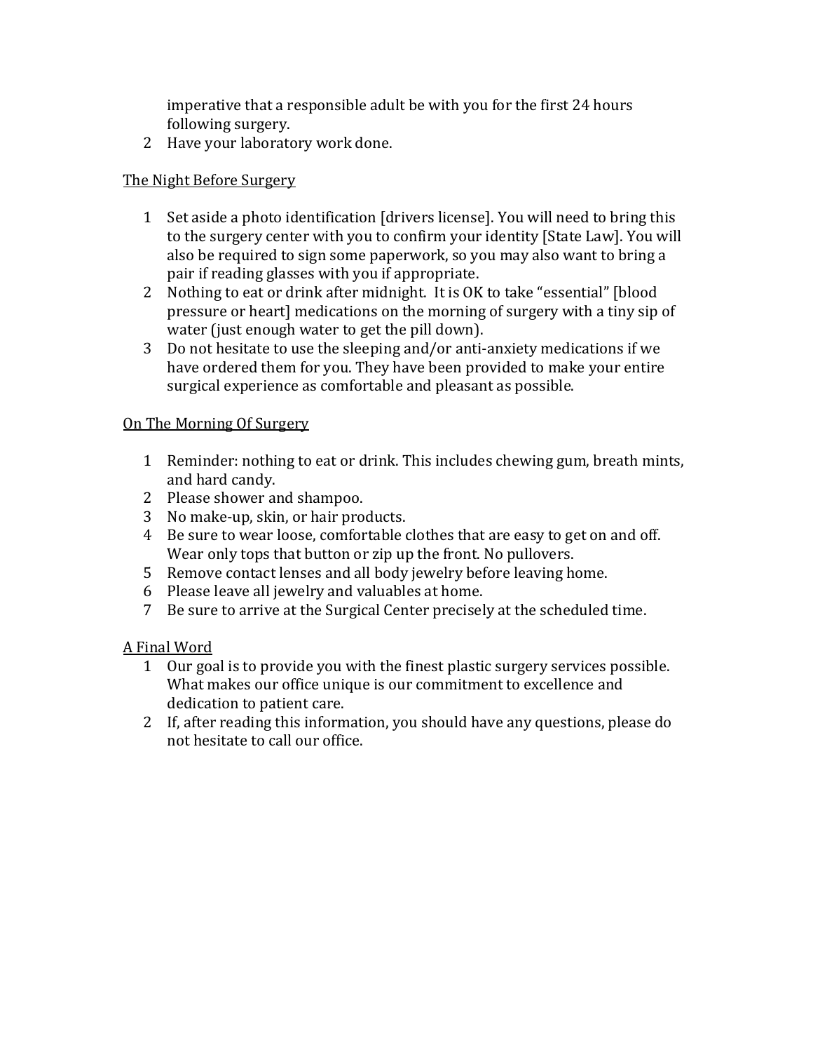imperative that a responsible adult be with you for the first 24 hours following surgery.

2. Have your laboratory work done.

<u>The Night Before Surgery</u>

1. Set aside a photo identification [drivers license]. You will need to bring this to the surgery center with you to confirm your identity [State Law]. You will also be required to sign some paperwork, so you may also want to bring a pair if reading glasses with you if appropriate.
2. Nothing to eat or drink after midnight. It is OK to take "essential" [blood pressure or heart] medications on the morning of surgery with a tiny sip of water (just enough water to get the pill down).
3. Do not hesitate to use the sleeping and/or anti-anxiety medications if we have ordered them for you. They have been provided to make your entire surgical experience as comfortable and pleasant as possible.

<u>On The Morning Of Surgery</u>

1. Reminder: nothing to eat or drink. This includes chewing gum, breath mints, and hard candy.
2. Please shower and shampoo.
3. No make-up, skin, or hair products.
4. Be sure to wear loose, comfortable clothes that are easy to get on and off. Wear only tops that button or zip up the front. No pullovers.
5. Remove contact lenses and all body jewelry before leaving home.
6. Please leave all jewelry and valuables at home.
7. Be sure to arrive at the Surgical Center precisely at the scheduled time.

<u>A Final Word</u>

1. Our goal is to provide you with the finest plastic surgery services possible. What makes our office unique is our commitment to excellence and dedication to patient care.
2. If, after reading this information, you should have any questions, please do not hesitate to call our office.